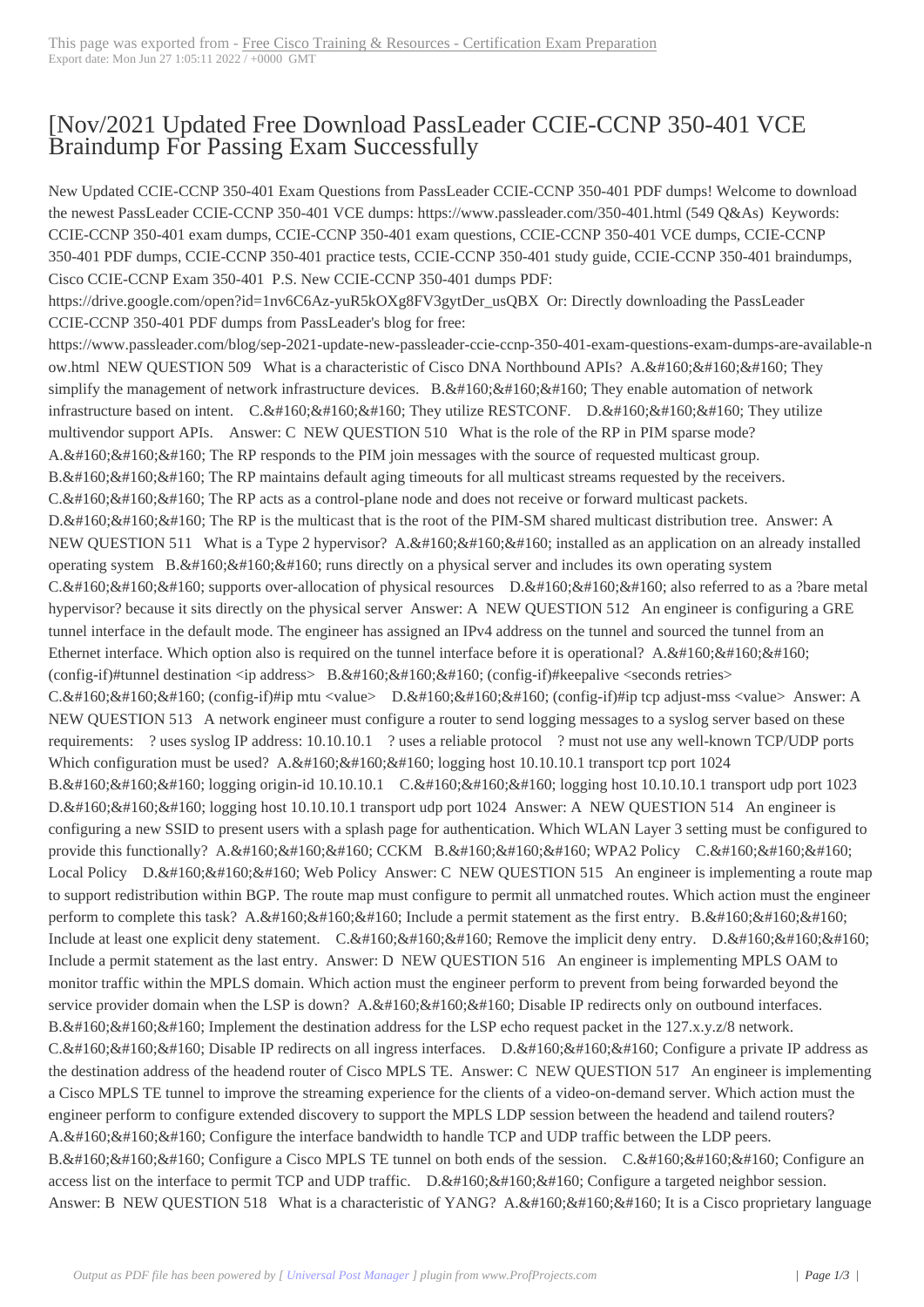# [Nov/2021 Updated Free Download PassLeader CCIE-CCNP 350-401 VCE Braindump For Passing Exam Successfully

New Updated CCIE-CCNP 350-401 Exam Questions from PassLeader CCIE-CCNP 350-401 PDF dumps! Welcome to download the newest PassLeader CCIE-CCNP 350-401 VCE dumps: https://www.passleader.com/350-401.html (549 Q&As) Keywords: CCIE-CCNP 350-401 exam dumps, CCIE-CCNP 350-401 exam questions, CCIE-CCNP 350-401 VCE dumps, CCIE-CCNP 350-401 PDF dumps, CCIE-CCNP 350-401 practice tests, CCIE-CCNP 350-401 study guide, CCIE-CCNP 350-401 braindumps, Cisco CCIE-CCNP Exam 350-401 P.S. New CCIE-CCNP 350-401 dumps PDF: https://drive.google.com/open?id=1nv6C6Az-yuR5kOXg8FV3gytDer_usQBX Or: Directly downloading the PassLeader CCIE-CCNP 350-401 PDF dumps from PassLeader's blog for free: https://www.passleader.com/blog/sep-2021-update-new-passleader-ccie-ccnp-350-401-exam-questions-exam-dumps-are-available-now.html NEW QUESTION 509 What is a characteristic of Cisco DNA Northbound APIs? A.&#160;&#160;&#160; They simplify the management of network infrastructure devices. B.&#160;&#160;&#160; They enable automation of network infrastructure based on intent. C.&#160;&#160;&#160; They utilize RESTCONF. D.&#160;&#160;&#160; They utilize multivendor support APIs. Answer: C NEW QUESTION 510 What is the role of the RP in PIM sparse mode? A.&#160;&#160;&#160; The RP responds to the PIM join messages with the source of requested multicast group. B.&#160;&#160;&#160; The RP maintains default aging timeouts for all multicast streams requested by the receivers. C.&#160;&#160;&#160; The RP acts as a control-plane node and does not receive or forward multicast packets. D.&#160;&#160;&#160; The RP is the multicast that is the root of the PIM-SM shared multicast distribution tree. Answer: A NEW QUESTION 511 What is a Type 2 hypervisor? A.&#160;&#160;&#160; installed as an application on an already installed operating system B.&#160;&#160;&#160; runs directly on a physical server and includes its own operating system C.&#160;&#160;&#160; supports over-allocation of physical resources D.&#160;&#160;&#160; also referred to as a ?bare metal hypervisor? because it sits directly on the physical server Answer: A NEW QUESTION 512 An engineer is configuring a GRE tunnel interface in the default mode. The engineer has assigned an IPv4 address on the tunnel and sourced the tunnel from an Ethernet interface. Which option also is required on the tunnel interface before it is operational? A.&#160;&#160;&#160; (config-if)#tunnel destination <ip address> B.&#160;&#160;&#160; (config-if)#keepalive <seconds retries> C.&#160;&#160;&#160; (config-if)#ip mtu <value> D.&#160;&#160;&#160; (config-if)#ip tcp adjust-mss <value> Answer: A NEW QUESTION 513 A network engineer must configure a router to send logging messages to a syslog server based on these requirements: ? uses syslog IP address: 10.10.10.1 ? uses a reliable protocol ? must not use any well-known TCP/UDP ports Which configuration must be used? A.&#160;&#160;&#160; logging host 10.10.10.1 transport tcp port 1024 B.&#160;&#160;&#160; logging origin-id 10.10.10.1 C.&#160;&#160;&#160; logging host 10.10.10.1 transport udp port 1023 D.&#160;&#160;&#160; logging host 10.10.10.1 transport udp port 1024 Answer: A NEW QUESTION 514 An engineer is configuring a new SSID to present users with a splash page for authentication. Which WLAN Layer 3 setting must be configured to provide this functionally? A.&#160;&#160;&#160; CCKM B.&#160;&#160;&#160; WPA2 Policy C.&#160;&#160;&#160; Local Policy D.&#160;&#160;&#160; Web Policy Answer: C NEW QUESTION 515 An engineer is implementing a route map to support redistribution within BGP. The route map must configure to permit all unmatched routes. Which action must the engineer perform to complete this task? A.&#160;&#160;&#160; Include a permit statement as the first entry. B.&#160;&#160;&#160; Include at least one explicit deny statement. C.&#160;&#160;&#160; Remove the implicit deny entry. D.&#160;&#160;&#160; Include a permit statement as the last entry. Answer: D NEW QUESTION 516 An engineer is implementing MPLS OAM to monitor traffic within the MPLS domain. Which action must the engineer perform to prevent from being forwarded beyond the service provider domain when the LSP is down? A.&#160;&#160;&#160; Disable IP redirects only on outbound interfaces. B.&#160;&#160;&#160; Implement the destination address for the LSP echo request packet in the 127.x.y.z/8 network. C.&#160;&#160;&#160; Disable IP redirects on all ingress interfaces. D.&#160;&#160;&#160; Configure a private IP address as the destination address of the headend router of Cisco MPLS TE. Answer: C NEW QUESTION 517 An engineer is implementing a Cisco MPLS TE tunnel to improve the streaming experience for the clients of a video-on-demand server. Which action must the engineer perform to configure extended discovery to support the MPLS LDP session between the headend and tailend routers? A.&#160;&#160;&#160; Configure the interface bandwidth to handle TCP and UDP traffic between the LDP peers. B.&#160;&#160;&#160; Configure a Cisco MPLS TE tunnel on both ends of the session. C.&#160;&#160;&#160; Configure an access list on the interface to permit TCP and UDP traffic. D.&#160;&#160;&#160; Configure a targeted neighbor session. Answer: B NEW QUESTION 518 What is a characteristic of YANG? A.&#160;&#160;&#160; It is a Cisco proprietary language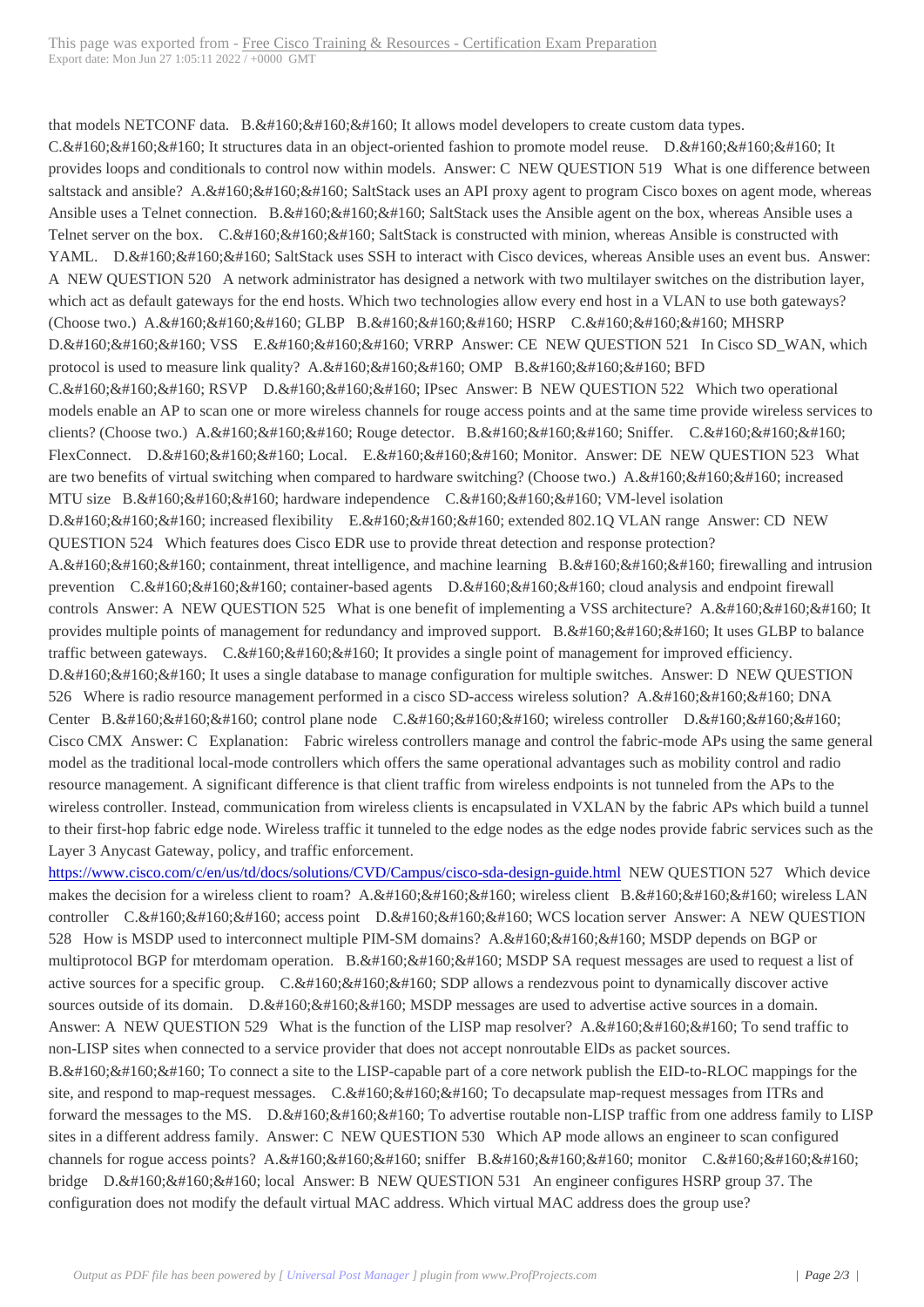that models NETCONF data.   B.&#160;&#160;&#160; It allows model developers to create custom data types.   C.&#160;&#160;&#160; It structures data in an object-oriented fashion to promote model reuse.   D.&#160;&#160;&#160; It provides loops and conditionals to control now within models.  Answer: C  NEW QUESTION 519   What is one difference between saltstack and ansible?  A.&#160;&#160;&#160; SaltStack uses an API proxy agent to program Cisco boxes on agent mode, whereas Ansible uses a Telnet connection.   B.&#160;&#160;&#160; SaltStack uses the Ansible agent on the box, whereas Ansible uses a Telnet server on the box.   C.&#160;&#160;&#160; SaltStack is constructed with minion, whereas Ansible is constructed with YAML.   D.&#160;&#160;&#160; SaltStack uses SSH to interact with Cisco devices, whereas Ansible uses an event bus.  Answer: A  NEW QUESTION 520   A network administrator has designed a network with two multilayer switches on the distribution layer, which act as default gateways for the end hosts. Which two technologies allow every end host in a VLAN to use both gateways? (Choose two.)  A.&#160;&#160;&#160; GLBP   B.&#160;&#160;&#160; HSRP   C.&#160;&#160;&#160; MHSRP   D.&#160;&#160;&#160; VSS   E.&#160;&#160;&#160; VRRP  Answer: CE  NEW QUESTION 521   In Cisco SD_WAN, which protocol is used to measure link quality?  A.&#160;&#160;&#160; OMP   B.&#160;&#160;&#160; BFD   C.&#160;&#160;&#160; RSVP   D.&#160;&#160;&#160; IPsec  Answer: B  NEW QUESTION 522   Which two operational models enable an AP to scan one or more wireless channels for rouge access points and at the same time provide wireless services to clients? (Choose two.)  A.&#160;&#160;&#160; Rouge detector.   B.&#160;&#160;&#160; Sniffer.   C.&#160;&#160;&#160; FlexConnect.   D.&#160;&#160;&#160; Local.   E.&#160;&#160;&#160; Monitor.  Answer: DE  NEW QUESTION 523   What are two benefits of virtual switching when compared to hardware switching? (Choose two.)  A.&#160;&#160;&#160; increased MTU size   B.&#160;&#160;&#160; hardware independence   C.&#160;&#160;&#160; VM-level isolation   D.&#160;&#160;&#160; increased flexibility   E.&#160;&#160;&#160; extended 802.1Q VLAN range  Answer: CD  NEW QUESTION 524   Which features does Cisco EDR use to provide threat detection and response protection?   A.&#160;&#160;&#160; containment, threat intelligence, and machine learning   B.&#160;&#160;&#160; firewalling and intrusion prevention   C.&#160;&#160;&#160; container-based agents   D.&#160;&#160;&#160; cloud analysis and endpoint firewall controls  Answer: A  NEW QUESTION 525   What is one benefit of implementing a VSS architecture?  A.&#160;&#160;&#160; It provides multiple points of management for redundancy and improved support.   B.&#160;&#160;&#160; It uses GLBP to balance traffic between gateways.   C.&#160;&#160;&#160; It provides a single point of management for improved efficiency.   D.&#160;&#160;&#160; It uses a single database to manage configuration for multiple switches.  Answer: D  NEW QUESTION 526   Where is radio resource management performed in a cisco SD-access wireless solution?  A.&#160;&#160;&#160; DNA Center   B.&#160;&#160;&#160; control plane node   C.&#160;&#160;&#160; wireless controller   D.&#160;&#160;&#160; Cisco CMX  Answer: C   Explanation:   Fabric wireless controllers manage and control the fabric-mode APs using the same general model as the traditional local-mode controllers which offers the same operational advantages such as mobility control and radio resource management. A significant difference is that client traffic from wireless endpoints is not tunneled from the APs to the wireless controller. Instead, communication from wireless clients is encapsulated in VXLAN by the fabric APs which build a tunnel to their first-hop fabric edge node. Wireless traffic it tunneled to the edge nodes as the edge nodes provide fabric services such as the Layer 3 Anycast Gateway, policy, and traffic enforcement.   https://www.cisco.com/c/en/us/td/docs/solutions/CVD/Campus/cisco-sda-design-guide.html  NEW QUESTION 527   Which device makes the decision for a wireless client to roam?  A.&#160;&#160;&#160; wireless client   B.&#160;&#160;&#160; wireless LAN controller   C.&#160;&#160;&#160; access point   D.&#160;&#160;&#160; WCS location server  Answer: A  NEW QUESTION 528   How is MSDP used to interconnect multiple PIM-SM domains?  A.&#160;&#160;&#160; MSDP depends on BGP or multiprotocol BGP for mterdomam operation.   B.&#160;&#160;&#160; MSDP SA request messages are used to request a list of active sources for a specific group.   C.&#160;&#160;&#160; SDP allows a rendezvous point to dynamically discover active sources outside of its domain.   D.&#160;&#160;&#160; MSDP messages are used to advertise active sources in a domain.   Answer: A  NEW QUESTION 529   What is the function of the LISP map resolver?  A.&#160;&#160;&#160; To send traffic to non-LISP sites when connected to a service provider that does not accept nonroutable EIDs as packet sources.   B.&#160;&#160;&#160; To connect a site to the LISP-capable part of a core network publish the EID-to-RLOC mappings for the site, and respond to map-request messages.   C.&#160;&#160;&#160; To decapsulate map-request messages from ITRs and forward the messages to the MS.   D.&#160;&#160;&#160; To advertise routable non-LISP traffic from one address family to LISP sites in a different address family.  Answer: C  NEW QUESTION 530   Which AP mode allows an engineer to scan configured channels for rogue access points?  A.&#160;&#160;&#160; sniffer   B.&#160;&#160;&#160; monitor   C.&#160;&#160;&#160; bridge   D.&#160;&#160;&#160; local  Answer: B  NEW QUESTION 531   An engineer configures HSRP group 37. The configuration does not modify the default virtual MAC address. Which virtual MAC address does the group use?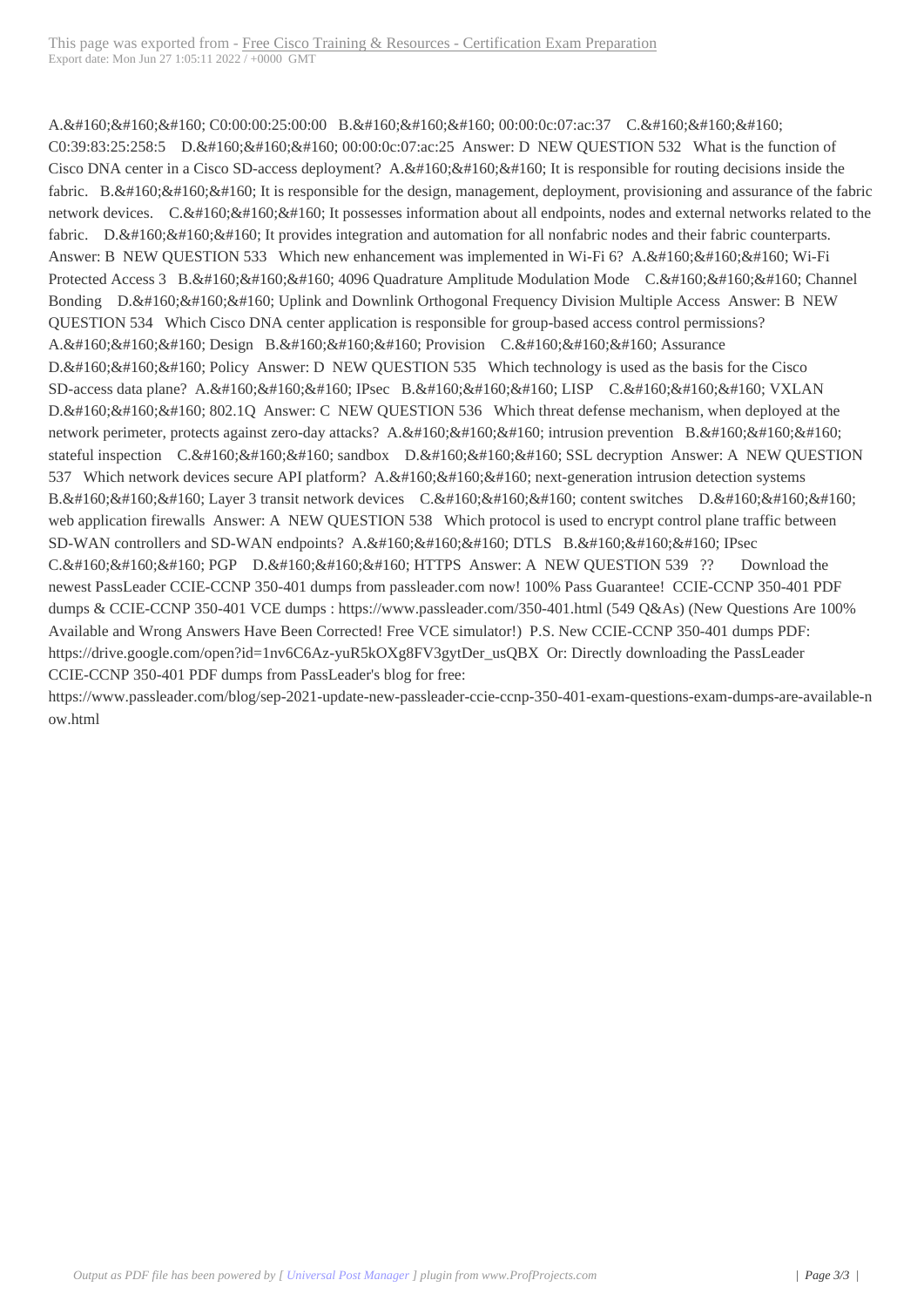A.&#160;&#160;&#160; C0:00:00:25:00:00   B.&#160;&#160;&#160; 00:00:0c:07:ac:37    C.&#160;&#160;&#160; C0:39:83:25:258:5    D.&#160;&#160;&#160; 00:00:0c:07:ac:25  Answer: D  NEW QUESTION 532   What is the function of Cisco DNA center in a Cisco SD-access deployment?  A.&#160;&#160;&#160; It is responsible for routing decisions inside the fabric.   B.&#160;&#160;&#160; It is responsible for the design, management, deployment, provisioning and assurance of the fabric network devices.    C.&#160;&#160;&#160; It possesses information about all endpoints, nodes and external networks related to the fabric.    D.&#160;&#160;&#160; It provides integration and automation for all nonfabric nodes and their fabric counterparts.  Answer: B  NEW QUESTION 533   Which new enhancement was implemented in Wi-Fi 6?  A.&#160;&#160;&#160; Wi-Fi Protected Access 3   B.&#160;&#160;&#160; 4096 Quadrature Amplitude Modulation Mode    C.&#160;&#160;&#160; Channel Bonding    D.&#160;&#160;&#160; Uplink and Downlink Orthogonal Frequency Division Multiple Access  Answer: B  NEW QUESTION 534   Which Cisco DNA center application is responsible for group-based access control permissions?  A.&#160;&#160;&#160; Design   B.&#160;&#160;&#160; Provision    C.&#160;&#160;&#160; Assurance    D.&#160;&#160;&#160; Policy  Answer: D  NEW QUESTION 535   Which technology is used as the basis for the Cisco SD-access data plane?  A.&#160;&#160;&#160; IPsec   B.&#160;&#160;&#160; LISP    C.&#160;&#160;&#160; VXLAN    D.&#160;&#160;&#160; 802.1Q  Answer: C  NEW QUESTION 536   Which threat defense mechanism, when deployed at the network perimeter, protects against zero-day attacks?  A.&#160;&#160;&#160; intrusion prevention   B.&#160;&#160;&#160; stateful inspection    C.&#160;&#160;&#160; sandbox    D.&#160;&#160;&#160; SSL decryption  Answer: A  NEW QUESTION 537   Which network devices secure API platform?  A.&#160;&#160;&#160; next-generation intrusion detection systems    B.&#160;&#160;&#160; Layer 3 transit network devices    C.&#160;&#160;&#160; content switches    D.&#160;&#160;&#160; web application firewalls  Answer: A  NEW QUESTION 538   Which protocol is used to encrypt control plane traffic between SD-WAN controllers and SD-WAN endpoints?  A.&#160;&#160;&#160; DTLS   B.&#160;&#160;&#160; IPsec    C.&#160;&#160;&#160; PGP    D.&#160;&#160;&#160; HTTPS  Answer: A  NEW QUESTION 539   ??      Download the newest PassLeader CCIE-CCNP 350-401 dumps from passleader.com now! 100% Pass Guarantee!  CCIE-CCNP 350-401 PDF dumps & CCIE-CCNP 350-401 VCE dumps : https://www.passleader.com/350-401.html (549 Q&As) (New Questions Are 100% Available and Wrong Answers Have Been Corrected! Free VCE simulator!)  P.S. New CCIE-CCNP 350-401 dumps PDF: https://drive.google.com/open?id=1nv6C6Az-yuR5kOXg8FV3gytDer_usQBX  Or: Directly downloading the PassLeader CCIE-CCNP 350-401 PDF dumps from PassLeader's blog for free: https://www.passleader.com/blog/sep-2021-update-new-passleader-ccie-ccnp-350-401-exam-questions-exam-dumps-are-available-now.html